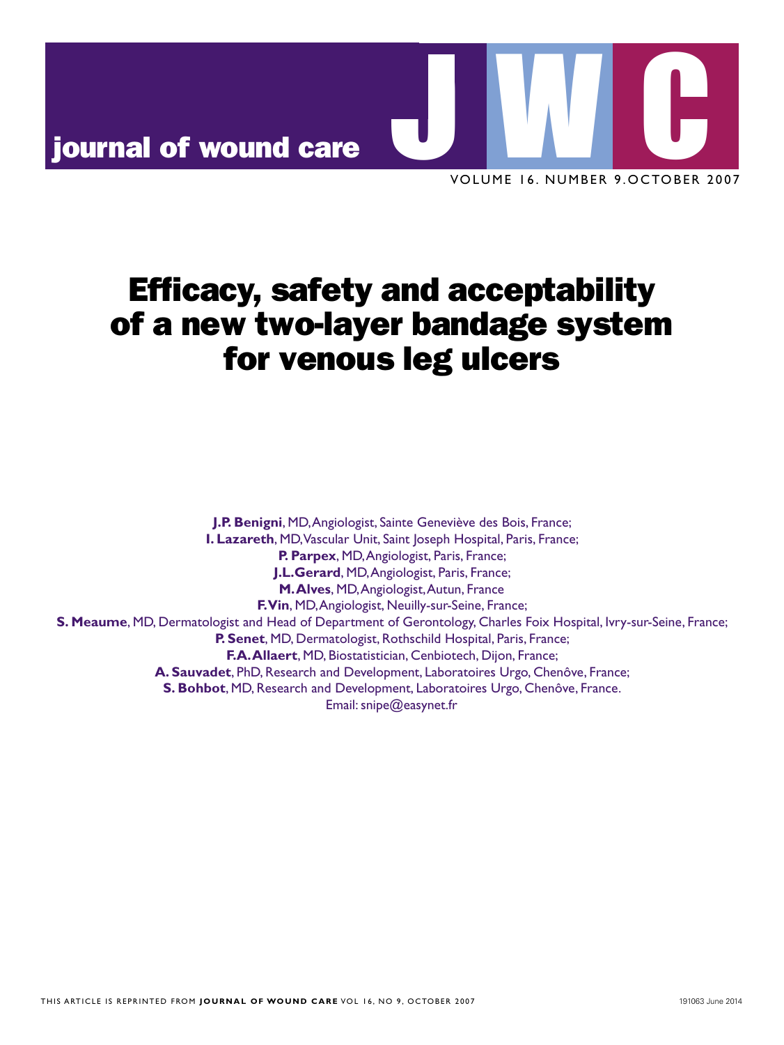# Efficacy, safety and acceptability of a new two-layer bandage system for venous leg ulcers

**J.P. Benigni**, MD, Angiologist, Sainte Geneviève des Bois, France;
**I. Lazareth**, MD, Vascular Unit, Saint Joseph Hospital, Paris, France;
**P. Parpex**, MD, Angiologist, Paris, France;
**J.L. Gerard**, MD, Angiologist, Paris, France;
**M. Alves**, MD, Angiologist, Autun, France
**F. Vin**, MD, Angiologist, Neuilly-sur-Seine, France;
**S. Meaume**, MD, Dermatologist and Head of Department of Gerontology, Charles Foix Hospital, Ivry-sur-Seine, France;
**P. Senet**, MD, Dermatologist, Rothschild Hospital, Paris, France;
**F.A. Allaert**, MD, Biostatistician, Cenbiotech, Dijon, France;
**A. Sauvadet**, PhD, Research and Development, Laboratoires Urgo, Chenôve, France;
**S. Bohbot**, MD, Research and Development, Laboratoires Urgo, Chenôve, France.
Email: snipe@easynet.fr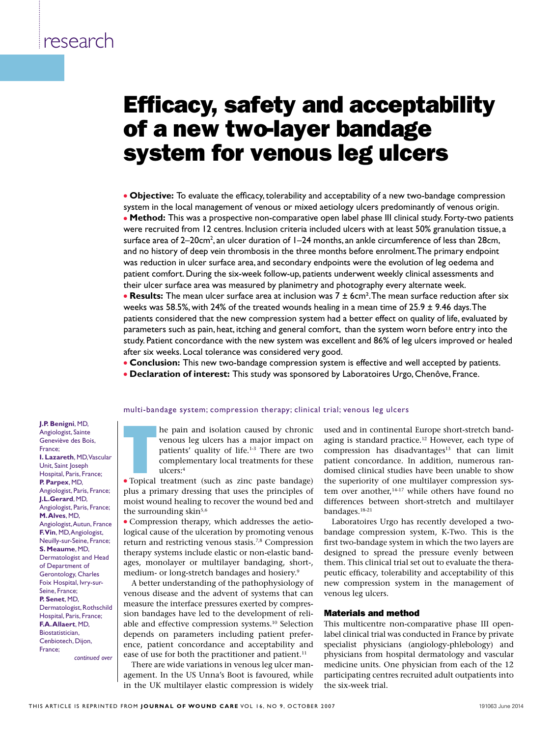# Efficacy, safety and acceptability of a new two-layer bandage system for venous leg ulcers

- **Objective:** To evaluate the efficacy, tolerability and acceptability of a new two-bandage compression system in the local management of venous or mixed aetiology ulcers predominantly of venous origin.
- **Method:** This was a prospective non-comparative open label phase III clinical study. Forty-two patients were recruited from 12 centres. Inclusion criteria included ulcers with at least 50% granulation tissue, a surface area of 2–20cm$^2$, an ulcer duration of 1–24 months, an ankle circumference of less than 28cm, and no history of deep vein thrombosis in the three months before enrolment. The primary endpoint was reduction in ulcer surface area, and secondary endpoints were the evolution of leg oedema and patient comfort. During the six-week follow-up, patients underwent weekly clinical assessments and their ulcer surface area was measured by planimetry and photography every alternate week.
- **Results:** The mean ulcer surface area at inclusion was 7 ± 6cm$^2$. The mean surface reduction after six weeks was 58.5%, with 24% of the treated wounds healing in a mean time of 25.9 ± 9.46 days. The patients considered that the new compression system had a better effect on quality of life, evaluated by parameters such as pain, heat, itching and general comfort, than the system worn before entry into the study. Patient concordance with the new system was excellent and 86% of leg ulcers improved or healed after six weeks. Local tolerance was considered very good.
- **Conclusion:** This new two-bandage compression system is effective and well accepted by patients.
- **Declaration of interest:** This study was sponsored by Laboratoires Urgo, Chenôve, France.

multi-bandage system; compression therapy; clinical trial; venous leg ulcers

**J.P. Benigni**, MD, Angiologist, Sainte Geneviève des Bois, France; **I. Lazareth**, MD, Vascular Unit, Saint Joseph Hospital, Paris, France; **P. Parpex**, MD, Angiologist, Paris, France; **J.L. Gerard**, MD, Angiologist, Paris, France; **M. Alves**, MD, Angiologist, Autun, France **F. Vin**, MD, Angiologist, Neuilly-sur-Seine, France; **S. Meaume**, MD, Dermatologist and Head of Department of Gerontology, Charles Foix Hospital, Ivry-sur-Seine, France; **P. Senet**, MD, Dermatologist, Rothschild Hospital, Paris, France; **F.A. Allaert**, MD, Biostatistician, Cenbiotech, Dijon, France;

*continued over*

The pain and isolation caused by chronic venous leg ulcers has a major impact on patients' quality of life.[1-3] There are two complementary local treatments for these ulcers:[4]

- Topical treatment (such as zinc paste bandage) plus a primary dressing that uses the principles of moist wound healing to recover the wound bed and the surrounding skin[5,6]
- Compression therapy, which addresses the aetiological cause of the ulceration by promoting venous return and restricting venous stasis.[7,8] Compression therapy systems include elastic or non-elastic bandages, monolayer or multilayer bandaging, short-, medium- or long-stretch bandages and hosiery.[9]

A better understanding of the pathophysiology of venous disease and the advent of systems that can measure the interface pressures exerted by compression bandages have led to the development of reliable and effective compression systems.[10] Selection depends on parameters including patient preference, patient concordance and acceptability and ease of use for both the practitioner and patient.[11]

There are wide variations in venous leg ulcer management. In the US Unna's Boot is favoured, while in the UK multilayer elastic compression is widely used and in continental Europe short-stretch bandaging is standard practice.[12] However, each type of compression has disadvantages[13] that can limit patient concordance. In addition, numerous randomised clinical studies have been unable to show the superiority of one multilayer compression system over another,[14-17] while others have found no differences between short-stretch and multilayer bandages.[18-21]

Laboratoires Urgo has recently developed a two-bandage compression system, K-Two. This is the first two-bandage system in which the two layers are designed to spread the pressure evenly between them. This clinical trial set out to evaluate the therapeutic efficacy, tolerability and acceptability of this new compression system in the management of venous leg ulcers.

## Materials and method

This multicentre non-comparative phase III open-label clinical trial was conducted in France by private specialist physicians (angiology-phlebology) and physicians from hospital dermatology and vascular medicine units. One physician from each of the 12 participating centres recruited adult outpatients into the six-week trial.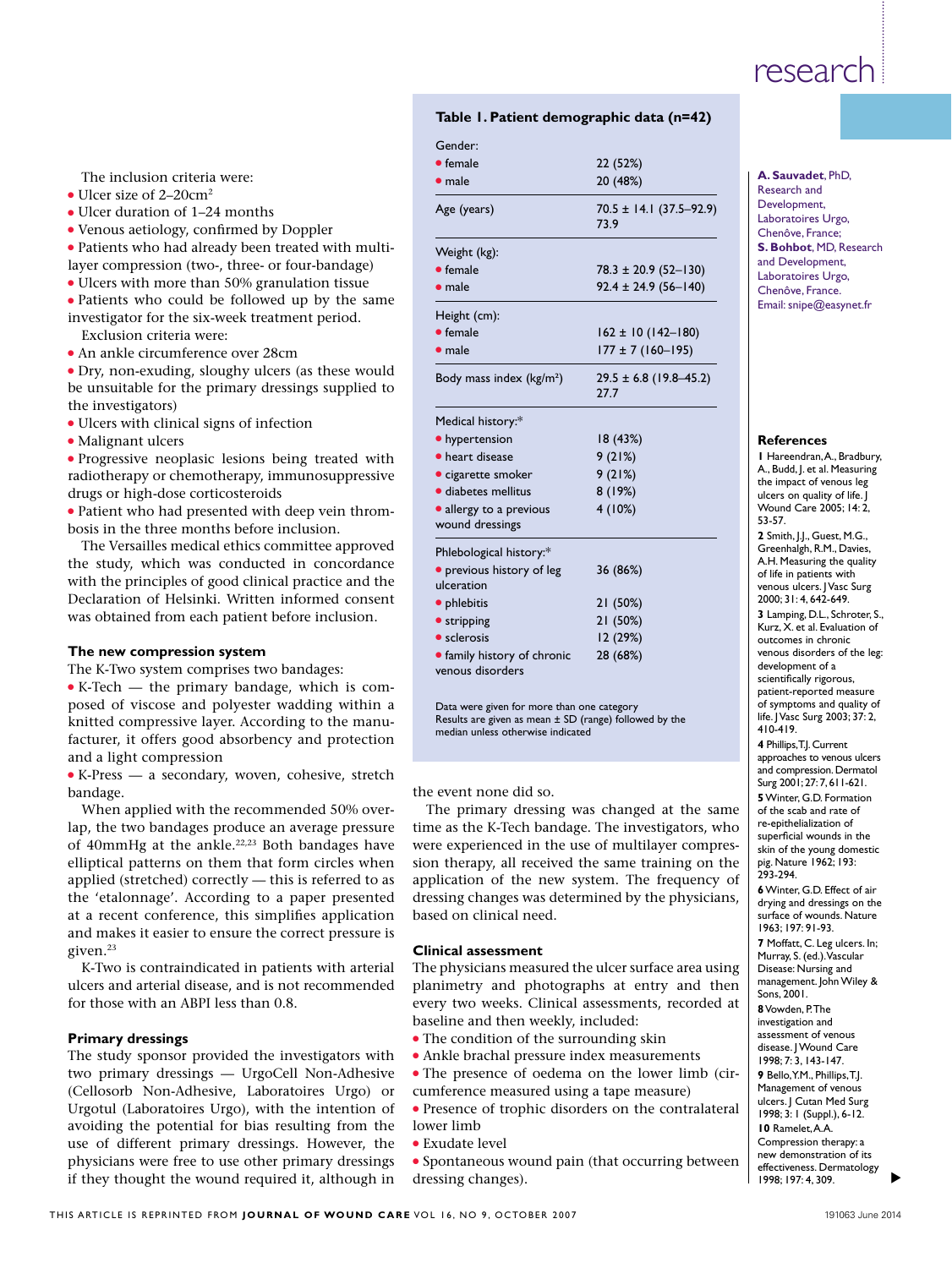The inclusion criteria were:

- Ulcer size of 2–20cm$^2$
- Ulcer duration of 1–24 months
- Venous aetiology, confirmed by Doppler
- Patients who had already been treated with multi-layer compression (two-, three- or four-bandage)
- Ulcers with more than 50% granulation tissue
- Patients who could be followed up by the same investigator for the six-week treatment period.

Exclusion criteria were:

- An ankle circumference over 28cm
- Dry, non-exuding, sloughy ulcers (as these would be unsuitable for the primary dressings supplied to the investigators)
- Ulcers with clinical signs of infection
- Malignant ulcers
- Progressive neoplasic lesions being treated with radiotherapy or chemotherapy, immunosuppressive drugs or high-dose corticosteroids
- Patient who had presented with deep vein thrombosis in the three months before inclusion.

The Versailles medical ethics committee approved the study, which was conducted in concordance with the principles of good clinical practice and the Declaration of Helsinki. Written informed consent was obtained from each patient before inclusion.

### The new compression system

The K-Two system comprises two bandages:

- K-Tech — the primary bandage, which is composed of viscose and polyester wadding within a knitted compressive layer. According to the manufacturer, it offers good absorbency and protection and a light compression
- K-Press — a secondary, woven, cohesive, stretch bandage.

When applied with the recommended 50% overlap, the two bandages produce an average pressure of 40mmHg at the ankle.[22,23] Both bandages have elliptical patterns on them that form circles when applied (stretched) correctly — this is referred to as the 'etalonnage'. According to a paper presented at a recent conference, this simplifies application and makes it easier to ensure the correct pressure is given.[23]

K-Two is contraindicated in patients with arterial ulcers and arterial disease, and is not recommended for those with an ABPI less than 0.8.

### Primary dressings

The study sponsor provided the investigators with two primary dressings — UrgoCell Non-Adhesive (Cellosorb Non-Adhesive, Laboratoires Urgo) or Urgotul (Laboratoires Urgo), with the intention of avoiding the potential for bias resulting from the use of different primary dressings. However, the physicians were free to use other primary dressings if they thought the wound required it, although in the event none did so.

The primary dressing was changed at the same time as the K-Tech bandage. The investigators, who were experienced in the use of multilayer compression therapy, all received the same training on the application of the new system. The frequency of dressing changes was determined by the physicians, based on clinical need.

**Table 1. Patient demographic data (n=42)**

| | |
|---|---|
| **Gender:** | |
| • female | 22 (52%) |
| • male | 20 (48%) |
| **Age (years)** | 70.5 ± 14.1 (37.5–92.9) 73.9 |
| **Weight (kg):** | |
| • female | 78.3 ± 20.9 (52–130) |
| • male | 92.4 ± 24.9 (56–140) |
| **Height (cm):** | |
| • female | 162 ± 10 (142–180) |
| • male | 177 ± 7 (160–195) |
| **Body mass index (kg/m$^2$)** | 29.5 ± 6.8 (19.8–45.2) 27.7 |
| **Medical history:*** | |
| • hypertension | 18 (43%) |
| • heart disease | 9 (21%) |
| • cigarette smoker | 9 (21%) |
| • diabetes mellitus | 8 (19%) |
| • allergy to a previous wound dressings | 4 (10%) |
| **Phlebological history:*** | |
| • previous history of leg ulceration | 36 (86%) |
| • phlebitis | 21 (50%) |
| • stripping | 21 (50%) |
| • sclerosis | 12 (29%) |
| • family history of chronic venous disorders | 28 (68%) |

Data were given for more than one category
Results are given as mean ± SD (range) followed by the median unless otherwise indicated

### Clinical assessment

The physicians measured the ulcer surface area using planimetry and photographs at entry and then every two weeks. Clinical assessments, recorded at baseline and then weekly, included:

- The condition of the surrounding skin
- Ankle brachal pressure index measurements
- The presence of oedema on the lower limb (circumference measured using a tape measure)
- Presence of trophic disorders on the contralateral lower limb
- Exudate level
- Spontaneous wound pain (that occurring between dressing changes).

**A. Sauvadet**, PhD, Research and Development, Laboratoires Urgo, Chenôve, France; **S. Bohbot**, MD, Research and Development, Laboratoires Urgo, Chenôve, France. Email: snipe@easynet.fr

### References

1 Hareendran, A., Bradbury, A., Budd, J. et al. Measuring the impact of venous leg ulcers on quality of life. J Wound Care 2005; 14: 2, 53-57.

2 Smith, J.J., Guest, M.G., Greenhalgh, R.M., Davies, A.H. Measuring the quality of life in patients with venous ulcers. J Vasc Surg 2000; 31: 4, 642-649.

3 Lamping, D.L., Schroter, S., Kurz, X. et al. Evaluation of outcomes in chronic venous disorders of the leg: development of a scientifically rigorous, patient-reported measure of symptoms and quality of life. J Vasc Surg 2003; 37: 2, 410-419.

4 Phillips, T.J. Current approaches to venous ulcers and compression. Dermatol Surg 2001; 27: 7, 611-621.

5 Winter, G.D. Formation of the scab and rate of re-epithelialization of superficial wounds in the skin of the young domestic pig. Nature 1962; 193: 293-294.

6 Winter, G.D. Effect of air drying and dressings on the surface of wounds. Nature 1963; 197: 91-93.

7 Moffatt, C. Leg ulcers. In; Murray, S. (ed.). Vascular Disease: Nursing and management. John Wiley & Sons, 2001.

8 Vowden, P. The investigation and assessment of venous disease. J Wound Care 1998; 7: 3, 143-147.

9 Bello, Y.M., Phillips, T.J. Management of venous ulcers. J Cutan Med Surg 1998; 3: 1 (Suppl.), 6-12.

10 Ramelet, A.A. Compression therapy: a new demonstration of its effectiveness. Dermatology 1998; 197: 4, 309.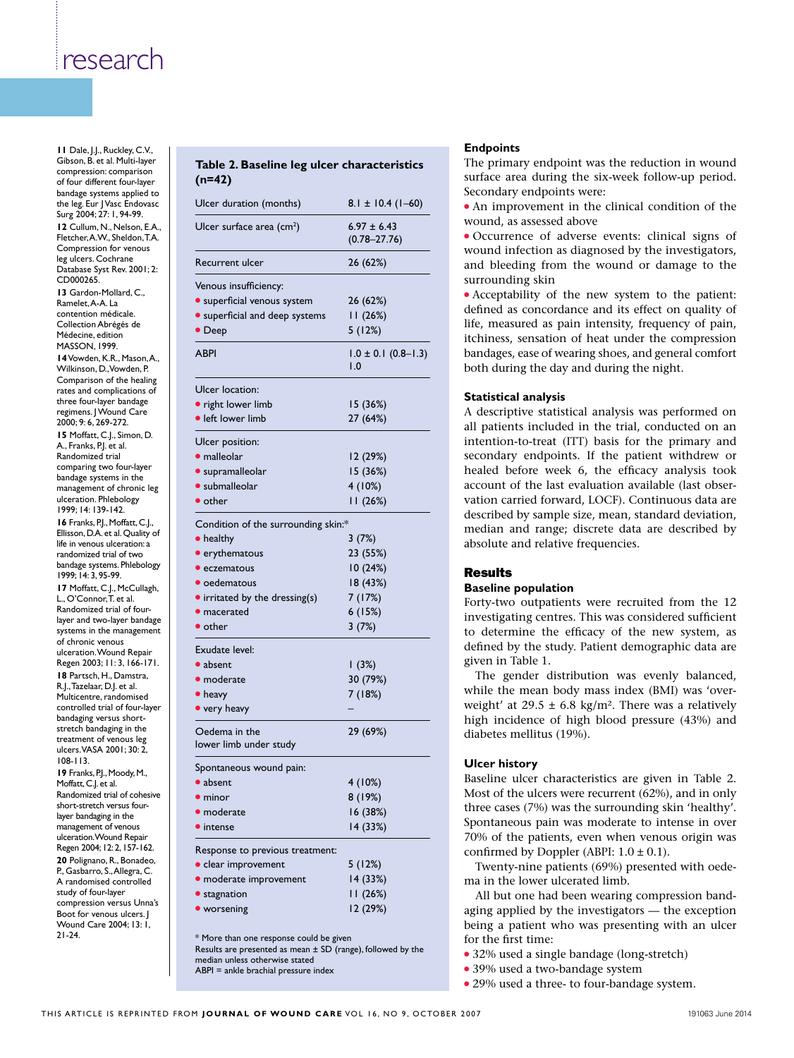11 Dale, J.J., Ruckley, C.V., Gibson, B. et al. Multi-layer compression: comparison of four different four-layer bandage systems applied to the leg. Eur J Vasc Endovasc Surg 2004; 27: 1, 94-99.

12 Cullum, N., Nelson, E.A., Fletcher, A.W., Sheldon, T.A. Compression for venous leg ulcers. Cochrane Database Syst Rev. 2001; 2: CD000265.

13 Gardon-Mollard, C., Ramelet, A-A. La contention médicale. Collection Abrégés de Médecine, edition MASSON, 1999.

14 Vowden, K.R., Mason, A., Wilkinson, D., Vowden, P. Comparison of the healing rates and complications of three four-layer bandage regimens. J Wound Care 2000; 9: 6, 269-272.

15 Moffatt, C.J., Simon, D. A., Franks, P.J. et al. Randomized trial comparing two four-layer bandage systems in the management of chronic leg ulceration. Phlebology 1999; 14: 139-142.

16 Franks, P.J., Moffatt, C.J., Ellisson, D.A. et al. Quality of life in venous ulceration: a randomized trial of two bandage systems. Phlebology 1999; 14: 3, 95-99.

17 Moffatt, C.J., McCullagh, L., O'Connor, T. et al. Randomized trial of four-layer and two-layer bandage systems in the management of chronic venous ulceration. Wound Repair Regen 2003; 11: 3, 166-171.

18 Partsch, H., Damstra, R.J., Tazelaar, D.J. et al. Multicentre, randomised controlled trial of four-layer bandaging versus short-stretch bandaging in the treatment of venous leg ulcers. VASA 2001; 30: 2, 108-113.

19 Franks, P.J., Moody, M., Moffatt, C.J. et al. Randomized trial of cohesive short-stretch versus four-layer bandaging in the management of venous ulceration. Wound Repair Regen 2004; 12: 2, 157-162.

20 Polignano, R., Bonadeo, P., Gasbarro, S., Allegra, C. A randomised controlled study of four-layer compression versus Unna's Boot for venous ulcers. J Wound Care 2004; 13: 1, 21-24.

**Table 2. Baseline leg ulcer characteristics (n=42)**

| | |
|---|---|
| Ulcer duration (months) | 8.1 ± 10.4 (1–60) |
| Ulcer surface area (cm$^2$) | 6.97 ± 6.43 (0.78–27.76) |
| Recurrent ulcer | 26 (62%) |
| **Venous insufficiency:** | |
| • superficial venous system | 26 (62%) |
| • superficial and deep systems | 11 (26%) |
| • Deep | 5 (12%) |
| ABPI | 1.0 ± 0.1 (0.8–1.3) 1.0 |
| **Ulcer location:** | |
| • right lower limb | 15 (36%) |
| • left lower limb | 27 (64%) |
| **Ulcer position:** | |
| • malleolar | 12 (29%) |
| • supramalleolar | 15 (36%) |
| • submalleolar | 4 (10%) |
| • other | 11 (26%) |
| **Condition of the surrounding skin:*** | |
| • healthy | 3 (7%) |
| • erythematous | 23 (55%) |
| • eczematous | 10 (24%) |
| • oedematous | 18 (43%) |
| • irritated by the dressing(s) | 7 (17%) |
| • macerated | 6 (15%) |
| • other | 3 (7%) |
| **Exudate level:** | |
| • absent | 1 (3%) |
| • moderate | 30 (79%) |
| • heavy | 7 (18%) |
| • very heavy | – |
| Oedema in the lower limb under study | 29 (69%) |
| **Spontaneous wound pain:** | |
| • absent | 4 (10%) |
| • minor | 8 (19%) |
| • moderate | 16 (38%) |
| • intense | 14 (33%) |
| **Response to previous treatment:** | |
| • clear improvement | 5 (12%) |
| • moderate improvement | 14 (33%) |
| • stagnation | 11 (26%) |
| • worsening | 12 (29%) |

\* More than one response could be given
Results are presented as mean ± SD (range), followed by the median unless otherwise stated
ABPI = ankle brachial pressure index

### Endpoints

The primary endpoint was the reduction in wound surface area during the six-week follow-up period. Secondary endpoints were:

- An improvement in the clinical condition of the wound, as assessed above
- Occurrence of adverse events: clinical signs of wound infection as diagnosed by the investigators, and bleeding from the wound or damage to the surrounding skin
- Acceptability of the new system to the patient: defined as concordance and its effect on quality of life, measured as pain intensity, frequency of pain, itchiness, sensation of heat under the compression bandages, ease of wearing shoes, and general comfort both during the day and during the night.

### Statistical analysis

A descriptive statistical analysis was performed on all patients included in the trial, conducted on an intention-to-treat (ITT) basis for the primary and secondary endpoints. If the patient withdrew or healed before week 6, the efficacy analysis took account of the last evaluation available (last observation carried forward, LOCF). Continuous data are described by sample size, mean, standard deviation, median and range; discrete data are described by absolute and relative frequencies.

## Results

### Baseline population

Forty-two outpatients were recruited from the 12 investigating centres. This was considered sufficient to determine the efficacy of the new system, as defined by the study. Patient demographic data are given in Table 1.

The gender distribution was evenly balanced, while the mean body mass index (BMI) was 'overweight' at 29.5 ± 6.8 kg/m². There was a relatively high incidence of high blood pressure (43%) and diabetes mellitus (19%).

### Ulcer history

Baseline ulcer characteristics are given in Table 2. Most of the ulcers were recurrent (62%), and in only three cases (7%) was the surrounding skin 'healthy'. Spontaneous pain was moderate to intense in over 70% of the patients, even when venous origin was confirmed by Doppler (ABPI: 1.0 ± 0.1).

Twenty-nine patients (69%) presented with oedema in the lower ulcerated limb.

All but one had been wearing compression bandaging applied by the investigators — the exception being a patient who was presenting with an ulcer for the first time:

- 32% used a single bandage (long-stretch)
- 39% used a two-bandage system
- 29% used a three- to four-bandage system.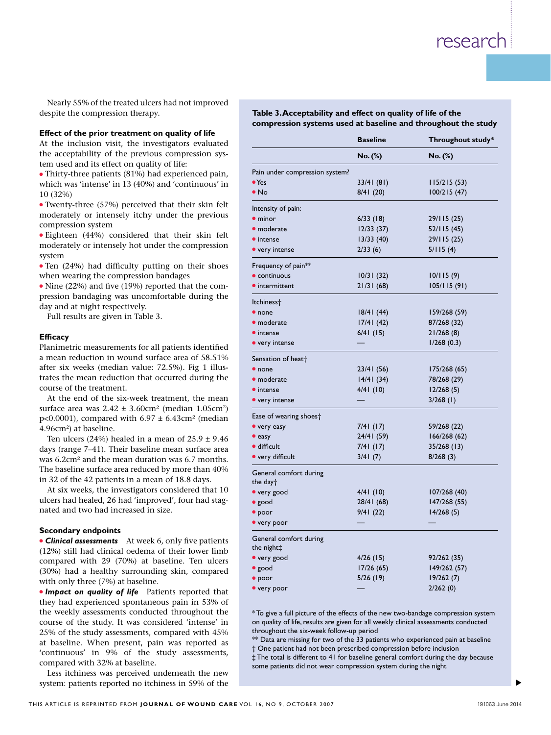Nearly 55% of the treated ulcers had not improved despite the compression therapy.

### Effect of the prior treatment on quality of life

At the inclusion visit, the investigators evaluated the acceptability of the previous compression system used and its effect on quality of life:

- Thirty-three patients (81%) had experienced pain, which was 'intense' in 13 (40%) and 'continuous' in 10 (32%)
- Twenty-three (57%) perceived that their skin felt moderately or intensely itchy under the previous compression system
- Eighteen (44%) considered that their skin felt moderately or intensely hot under the compression system
- Ten (24%) had difficulty putting on their shoes when wearing the compression bandages
- Nine (22%) and five (19%) reported that the compression bandaging was uncomfortable during the day and at night respectively.

Full results are given in Table 3.

### Efficacy

Planimetric measurements for all patients identified a mean reduction in wound surface area of 58.51% after six weeks (median value: 72.5%). Fig 1 illustrates the mean reduction that occurred during the course of the treatment.

At the end of the six-week treatment, the mean surface area was 2.42 ± 3.60cm² (median 1.05cm²) $p<0.0001$), compared with 6.97 ± 6.43cm² (median 4.96cm²) at baseline.

Ten ulcers (24%) healed in a mean of 25.9 ± 9.46 days (range 7–41). Their baseline mean surface area was 6.2cm² and the mean duration was 6.7 months. The baseline surface area reduced by more than 40% in 32 of the 42 patients in a mean of 18.8 days.

At six weeks, the investigators considered that 10 ulcers had healed, 26 had 'improved', four had stagnated and two had increased in size.

### Secondary endpoints

- ***Clinical assessments*** At week 6, only five patients (12%) still had clinical oedema of their lower limb compared with 29 (70%) at baseline. Ten ulcers (30%) had a healthy surrounding skin, compared with only three (7%) at baseline.
- ***Impact on quality of life*** Patients reported that they had experienced spontaneous pain in 53% of the weekly assessments conducted throughout the course of the study. It was considered 'intense' in 25% of the study assessments, compared with 45% at baseline. When present, pain was reported as 'continuous' in 9% of the study assessments, compared with 32% at baseline.

Less itchiness was perceived underneath the new system: patients reported no itchiness in 59% of the

**Table 3. Acceptability and effect on quality of life of the compression systems used at baseline and throughout the study**

| | Baseline | Throughout study* |
|---|---|---|
| | No. (%) | No. (%) |
| Pain under compression system? | | |
| • Yes | 33/41 (81) | 115/215 (53) |
| • No | 8/41 (20) | 100/215 (47) |
| Intensity of pain: | | |
| • minor | 6/33 (18) | 29/115 (25) |
| • moderate | 12/33 (37) | 52/115 (45) |
| • intense | 13/33 (40) | 29/115 (25) |
| • very intense | 2/33 (6) | 5/115 (4) |
| Frequency of pain** | | |
| • continuous | 10/31 (32) | 10/115 (9) |
| • intermittent | 21/31 (68) | 105/115 (91) |
| Itchiness† | | |
| • none | 18/41 (44) | 159/268 (59) |
| • moderate | 17/41 (42) | 87/268 (32) |
| • intense | 6/41 (15) | 21/268 (8) |
| • very intense | — | 1/268 (0.3) |
| Sensation of heat† | | |
| • none | 23/41 (56) | 175/268 (65) |
| • moderate | 14/41 (34) | 78/268 (29) |
| • intense | 4/41 (10) | 12/268 (5) |
| • very intense | — | 3/268 (1) |
| Ease of wearing shoes† | | |
| • very easy | 7/41 (17) | 59/268 (22) |
| • easy | 24/41 (59) | 166/268 (62) |
| • difficult | 7/41 (17) | 35/268 (13) |
| • very difficult | 3/41 (7) | 8/268 (3) |
| General comfort during the day† | | |
| • very good | 4/41 (10) | 107/268 (40) |
| • good | 28/41 (68) | 147/268 (55) |
| • poor | 9/41 (22) | 14/268 (5) |
| • very poor | — | — |
| General comfort during the night‡ | | |
| • very good | 4/26 (15) | 92/262 (35) |
| • good | 17/26 (65) | 149/262 (57) |
| • poor | 5/26 (19) | 19/262 (7) |
| • very poor | — | 2/262 (0) |

*To give a full picture of the effects of the new two-bandage compression system on quality of life, results are given for all weekly clinical assessments conducted throughout the six-week follow-up period
** Data are missing for two of the 33 patients who experienced pain at baseline
† One patient had not been prescribed compression before inclusion
‡ The total is different to 41 for baseline general comfort during the day because some patients did not wear compression system during the night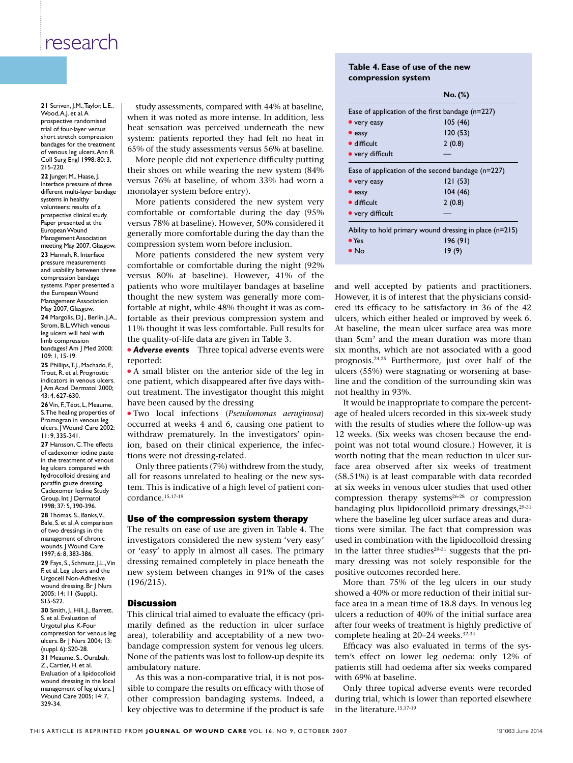study assessments, compared with 44% at baseline, when it was noted as more intense. In addition, less heat sensation was perceived underneath the new system: patients reported they had felt no heat in 65% of the study assessments versus 56% at baseline.

More people did not experience difficulty putting their shoes on while wearing the new system (84% versus 76% at baseline, of whom 33% had worn a monolayer system before entry).

More patients considered the new system very comfortable or comfortable during the day (95% versus 78% at baseline). However, 50% considered it generally more comfortable during the day than the compression system worn before inclusion.

More patients considered the new system very comfortable or comfortable during the night (92% versus 80% at baseline). However, 41% of the patients who wore multilayer bandages at baseline thought the new system was generally more comfortable at night, while 48% thought it was as comfortable as their previous compression system and 11% thought it was less comfortable. Full results for the quality-of-life data are given in Table 3.

- ***Adverse events*** Three topical adverse events were reported:
- A small blister on the anterior side of the leg in one patient, which disappeared after five days without treatment. The investigator thought this might have been caused by the dressing
- Two local infections (*Pseudomonas aeruginosa*) occurred at weeks 4 and 6, causing one patient to withdraw prematurely. In the investigators' opinion, based on their clinical experience, the infections were not dressing-related.

Only three patients (7%) withdrew from the study, all for reasons unrelated to healing or the new system. This is indicative of a high level of patient concordance.[15,17-19]

## Use of the compression system therapy

The results on ease of use are given in Table 4. The investigators considered the new system 'very easy' or 'easy' to apply in almost all cases. The primary dressing remained completely in place beneath the new system between changes in 91% of the cases (196/215).

**Table 4. Ease of use of the new compression system**

| | No. (%) |
|---|---|
| **Ease of application of the first bandage (n=227)** | |
| • very easy | 105 (46) |
| • easy | 120 (53) |
| • difficult | 2 (0.8) |
| • very difficult | — |
| **Ease of application of the second bandage (n=227)** | |
| • very easy | 121 (53) |
| • easy | 104 (46) |
| • difficult | 2 (0.8) |
| • very difficult | — |
| **Ability to hold primary wound dressing in place (n=215)** | |
| • Yes | 196 (91) |
| • No | 19 (9) |

## Discussion

This clinical trial aimed to evaluate the efficacy (primarily defined as the reduction in ulcer surface area), tolerability and acceptability of a new two-bandage compression system for venous leg ulcers. None of the patients was lost to follow-up despite its ambulatory nature.

As this was a non-comparative trial, it is not possible to compare the results on efficacy with those of other compression bandaging systems. Indeed, a key objective was to determine if the product is safe and well accepted by patients and practitioners. However, it is of interest that the physicians considered its efficacy to be satisfactory in 36 of the 42 ulcers, which either healed or improved by week 6. At baseline, the mean ulcer surface area was more than 5cm² and the mean duration was more than six months, which are not associated with a good prognosis.[24,25] Furthermore, just over half of the ulcers (55%) were stagnating or worsening at baseline and the condition of the surrounding skin was not healthy in 93%.

It would be inappropriate to compare the percentage of healed ulcers recorded in this six-week study with the results of studies where the follow-up was 12 weeks. (Six weeks was chosen because the endpoint was not total wound closure.) However, it is worth noting that the mean reduction in ulcer surface area observed after six weeks of treatment (58.51%) is at least comparable with data recorded at six weeks in venous ulcer studies that used other compression therapy systems[26-28] or compression bandaging plus lipidocolloid primary dressings,[29-31] where the baseline leg ulcer surface areas and durations were similar. The fact that compression was used in combination with the lipidocolloid dressing in the latter three studies[29-31] suggests that the primary dressing was not solely responsible for the positive outcomes reported here.

More than 75% of the leg ulcers in our study showed a 40% or more reduction of their initial surface area in a mean time of 18.8 days. In venous leg ulcers a reduction of 40% of the initial surface area after four weeks of treatment is highly predictive of complete healing at 20–24 weeks.[32-34]

Efficacy was also evaluated in terms of the system's effect on lower leg oedema: only 12% of patients still had oedema after six weeks compared with 69% at baseline.

Only three topical adverse events were recorded during trial, which is lower than reported elsewhere in the literature.[15,17-19]

**21** Scriven, J.M., Taylor, L.E., Wood, A.J. et al. A prospective randomised trial of four-layer versus short stretch compression bandages for the treatment of venous leg ulcers. Ann R Coll Surg Engl 1998; 80: 3, 215-220.

**22** Junger, M., Haase, J. Interface pressure of three different multi-layer bandage systems in healthy volunteers: results of a prospective clinical study. Paper presented at the European Wound Management Association meeting May 2007, Glasgow.

**23** Hannah, R. Interface pressure measurements and usability between three compression bandage systems. Paper presented a the European Wound Management Association May 2007, Glasgow.

**24** Margolis, D.J., Berlin, J.A., Strom, B.L. Which venous leg ulcers will heal with limb compression bandages? Am J Med 2000; 109: 1, 15-19.

**25** Phillips, T.J., Machado, F., Trout, R. et al. Prognostic indicators in venous ulcers. J Am Acad Dermatol 2000; 43: 4, 627-630.

**26** Vin, F., Téot, L., Meaume, S. The healing properties of Promogran in venous leg ulcers. J Wound Care 2002; 11: 9, 335-341.

**27** Hansson, C. The effects of cadexomer iodine paste in the treatment of venous leg ulcers compared with hydrocolloid dressing and paraffin gauze dressing. Cadexomer Iodine Study Group. Int J Dermatol 1998; 37: 5, 390-396.

**28** Thomas, S., Banks, V., Bale, S. et al. A comparison of two dressings in the management of chronic wounds. J Wound Care 1997; 6: 8, 383-386.

**29** Fays, S., Schmutz, J.L., Vin F. et al. Leg ulcers and the Urgocell Non-Adhesive wound dressing. Br J Nurs 2005; 14: 11 (Suppl.), S15-S22.

**30** Smith, J., Hill, J., Barrett, S. et al. Evaluation of Urgotul plus K-Four compression for venous leg ulcers. Br J Nurs 2004; 13: (suppl. 6): S20-28.

**31** Meaume, S., Ourabah, Z., Cartier, H. et al. Evaluation of a lipidocolloid wound dressing in the local management of leg ulcers. J Wound Care 2005; 14: 7, 329-34.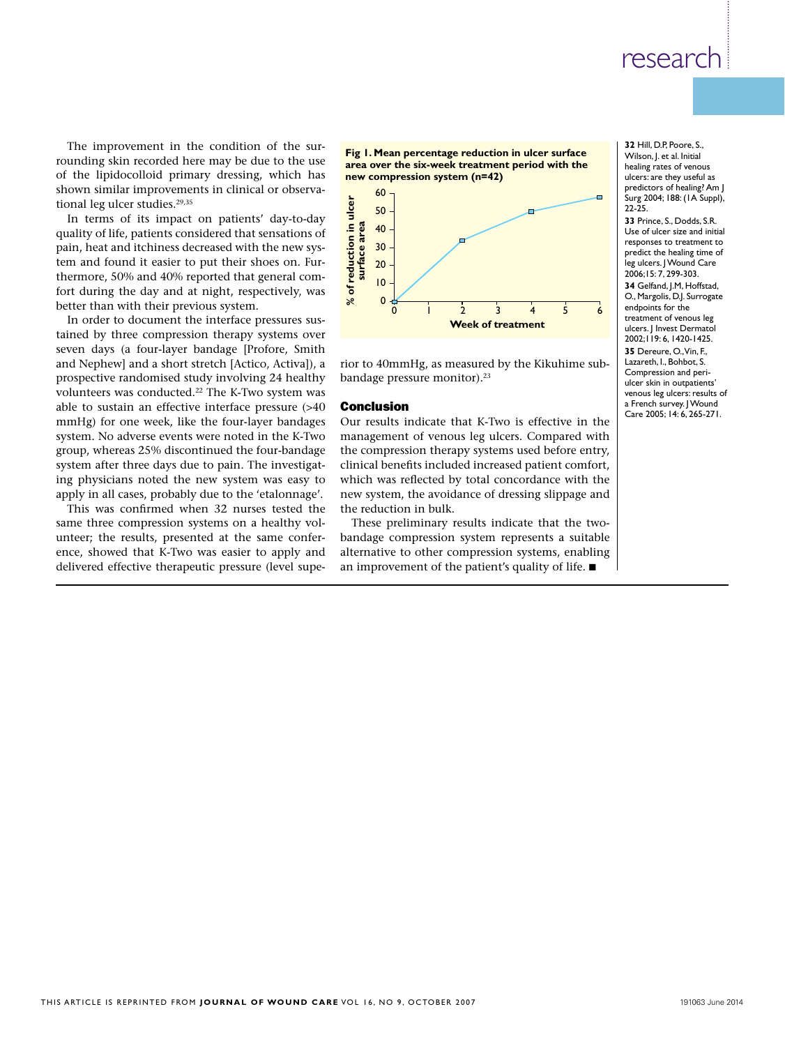The improvement in the condition of the surrounding skin recorded here may be due to the use of the lipidocolloid primary dressing, which has shown similar improvements in clinical or observational leg ulcer studies.[29,35]

In terms of its impact on patients' day-to-day quality of life, patients considered that sensations of pain, heat and itchiness decreased with the new system and found it easier to put their shoes on. Furthermore, 50% and 40% reported that general comfort during the day and at night, respectively, was better than with their previous system.

In order to document the interface pressures sustained by three compression therapy systems over seven days (a four-layer bandage [Profore, Smith and Nephew] and a short stretch [Actico, Activa]), a prospective randomised study involving 24 healthy volunteers was conducted.[22] The K-Two system was able to sustain an effective interface pressure (>40 mmHg) for one week, like the four-layer bandages system. No adverse events were noted in the K-Two group, whereas 25% discontinued the four-bandage system after three days due to pain. The investigating physicians noted the new system was easy to apply in all cases, probably due to the 'etalonnage'.

This was confirmed when 32 nurses tested the same three compression systems on a healthy volunteer; the results, presented at the same conference, showed that K-Two was easier to apply and delivered effective therapeutic pressure (level superior to 40mmHg, as measured by the Kikuhime subbandage pressure monitor).[23]

**Fig 1. Mean percentage reduction in ulcer surface area over the six-week treatment period with the new compression system (n=42)**

| Week of treatment | % of reduction in ulcer surface area (approx.) |
|---|---|
| 0 | 0 |
| 2 | 34 |
| 4 | 50 |
| 6 | 57 |

## Conclusion

Our results indicate that K-Two is effective in the management of venous leg ulcers. Compared with the compression therapy systems used before entry, clinical benefits included increased patient comfort, which was reflected by total concordance with the new system, the avoidance of dressing slippage and the reduction in bulk.

These preliminary results indicate that the two-bandage compression system represents a suitable alternative to other compression systems, enabling an improvement of the patient's quality of life. ■

**32** Hill, D.P, Poore, S., Wilson, J. et al. Initial healing rates of venous ulcers: are they useful as predictors of healing? Am J Surg 2004; 188: (1A Suppl), 22-25.

**33** Prince, S., Dodds, S.R. Use of ulcer size and initial responses to treatment to predict the healing time of leg ulcers. J Wound Care 2006;15: 7, 299-303.

**34** Gelfand, J.M, Hoffstad, O., Margolis, D.J. Surrogate endpoints for the treatment of venous leg ulcers. J Invest Dermatol 2002;119: 6, 1420-1425.

**35** Dereure, O., Vin, F., Lazareth, I., Bohbot, S. Compression and peri-ulcer skin in outpatients' venous leg ulcers: results of a French survey. J Wound Care 2005; 14: 6, 265-271.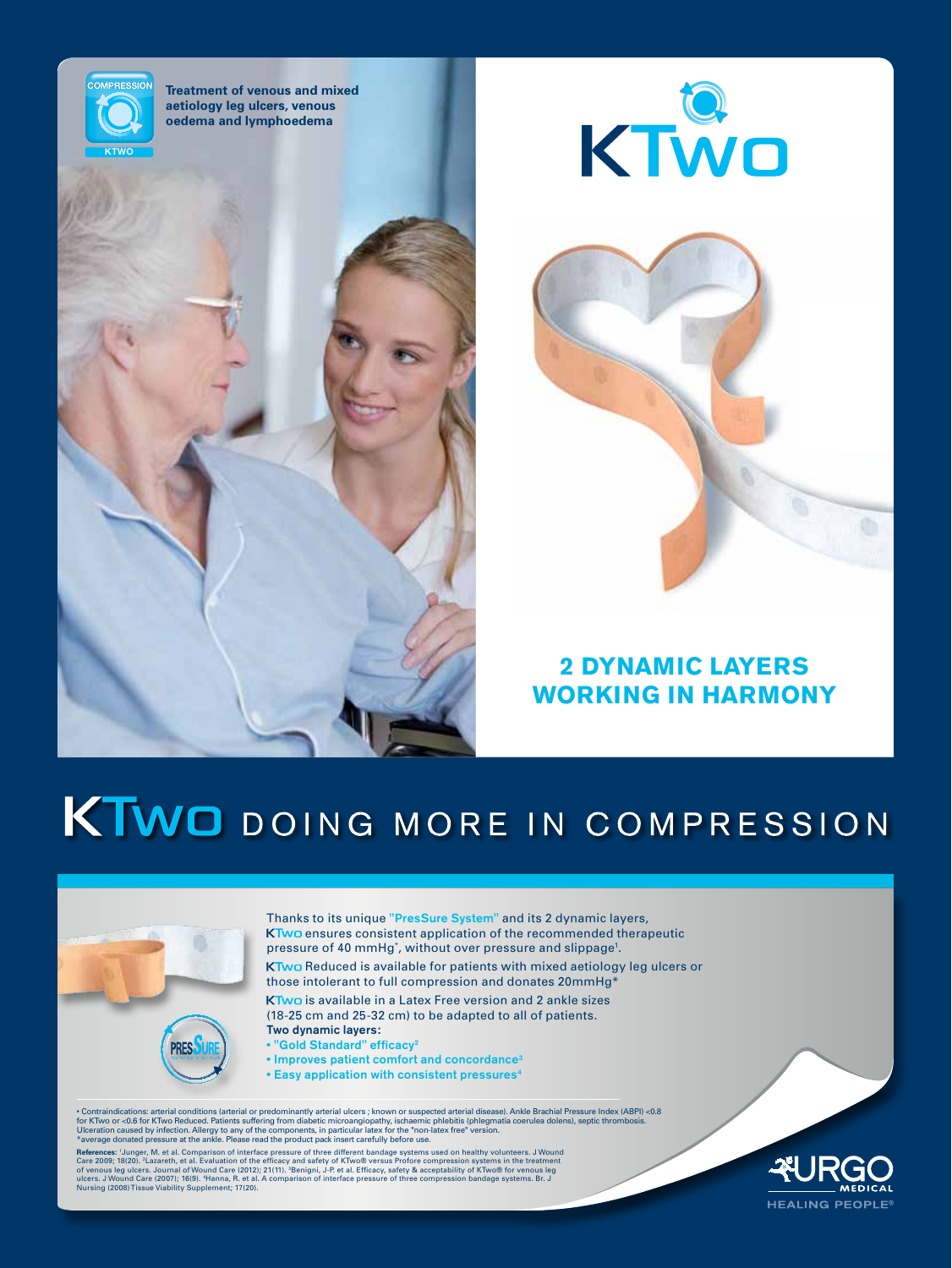COMPRESSION

KTWO

**Treatment of venous and mixed aetiology leg ulcers, venous oedema and lymphoedema**

# KTwo

## 2 DYNAMIC LAYERS WORKING IN HARMONY

# KTwo DOING MORE IN COMPRESSION

Thanks to its unique "PresSure System" and its 2 dynamic layers, KTwo ensures consistent application of the recommended therapeutic pressure of 40 mmHg*, without over pressure and slippage[1].

KTwo Reduced is available for patients with mixed aetiology leg ulcers or those intolerant to full compression and donates 20mmHg*

KTwo is available in a Latex Free version and 2 ankle sizes (18-25 cm and 25-32 cm) to be adapted to all of patients.

**Two dynamic layers:**

- "Gold Standard" efficacy[2]
- Improves patient comfort and concordance[3]
- Easy application with consistent pressures[4]

PRESSURE SYSTEM

• Contraindications: arterial conditions (arterial or predominantly arterial ulcers ; known or suspected arterial disease). Ankle Brachial Pressure Index (ABPI) <0.8 for KTwo or <0.6 for KTwo Reduced. Patients suffering from diabetic microangiopathy, ischaemic phlebitis (phlegmatia coerulea dolens), septic thrombosis. Ulceration caused by infection. Allergy to any of the components, in particular latex for the "non-latex free" version.
*average donated pressure at the ankle. Please read the product pack insert carefully before use.

**References:** [1]Junger, M. et al. Comparison of interface pressure of three different bandage systems used on healthy volunteers. J Wound Care 2009; 18(20). [2]Lazareth, et al. Evaluation of the efficacy and safety of KTwo® versus Profore compression systems in the treatment of venous leg ulcers. Journal of Wound Care (2012); 21(11). [3]Benigni, J-P. et al. Efficacy, safety & acceptability of KTwo® for venous leg ulcers. J Wound Care (2007); 16(9). [4]Hanna, R. et al. A comparison of interface pressure of three compression bandage systems. Br. J Nursing (2008) Tissue Viability Supplement; 17(20).

URGO MEDICAL

HEALING PEOPLE®